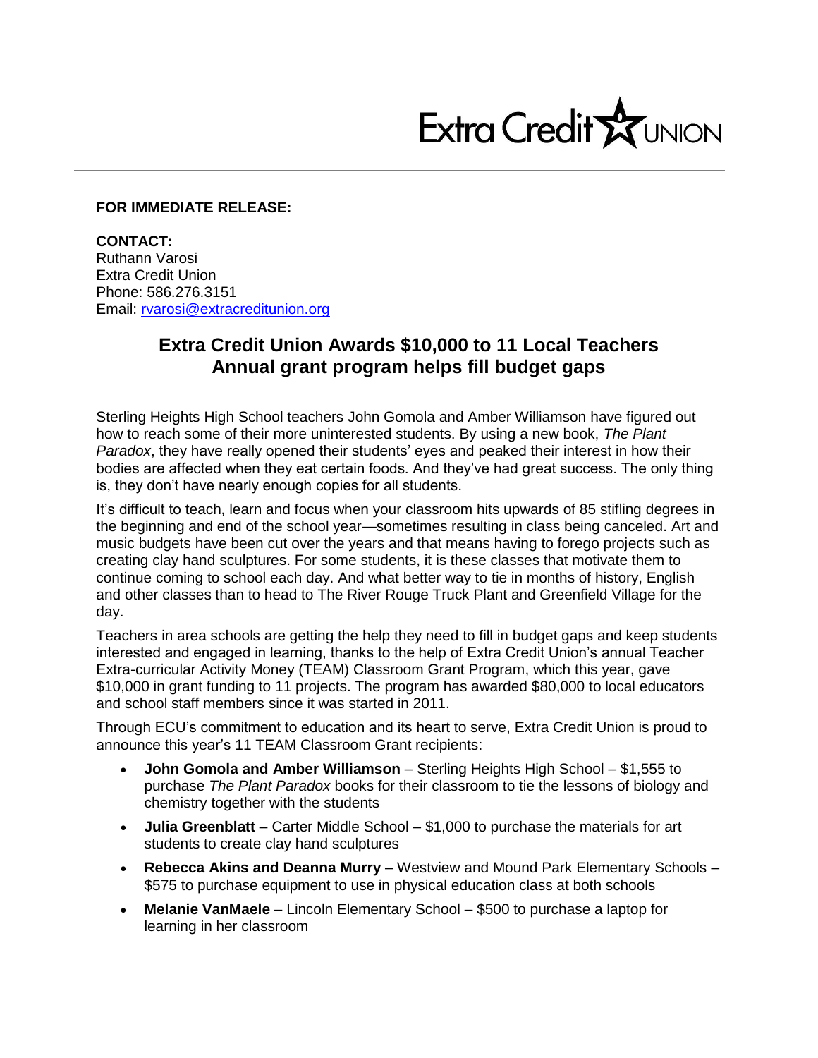Extra Credit UNION

**FOR IMMEDIATE RELEASE:**

**CONTACT:**
Ruthann Varosi
Extra Credit Union
Phone: 586.276.3151
Email: rvarosi@extracreditunion.org

## Extra Credit Union Awards $10,000 to 11 Local Teachers
## Annual grant program helps fill budget gaps

Sterling Heights High School teachers John Gomola and Amber Williamson have figured out how to reach some of their more uninterested students. By using a new book, *The Plant Paradox*, they have really opened their students' eyes and peaked their interest in how their bodies are affected when they eat certain foods. And they've had great success. The only thing is, they don't have nearly enough copies for all students.

It's difficult to teach, learn and focus when your classroom hits upwards of 85 stifling degrees in the beginning and end of the school year—sometimes resulting in class being canceled. Art and music budgets have been cut over the years and that means having to forego projects such as creating clay hand sculptures. For some students, it is these classes that motivate them to continue coming to school each day. And what better way to tie in months of history, English and other classes than to head to The River Rouge Truck Plant and Greenfield Village for the day.

Teachers in area schools are getting the help they need to fill in budget gaps and keep students interested and engaged in learning, thanks to the help of Extra Credit Union's annual Teacher Extra-curricular Activity Money (TEAM) Classroom Grant Program, which this year, gave $10,000 in grant funding to 11 projects. The program has awarded $80,000 to local educators and school staff members since it was started in 2011.

Through ECU's commitment to education and its heart to serve, Extra Credit Union is proud to announce this year's 11 TEAM Classroom Grant recipients:

- **John Gomola and Amber Williamson** – Sterling Heights High School – $1,555 to purchase *The Plant Paradox* books for their classroom to tie the lessons of biology and chemistry together with the students
- **Julia Greenblatt** – Carter Middle School – $1,000 to purchase the materials for art students to create clay hand sculptures
- **Rebecca Akins and Deanna Murry** – Westview and Mound Park Elementary Schools – $575 to purchase equipment to use in physical education class at both schools
- **Melanie VanMaele** – Lincoln Elementary School – $500 to purchase a laptop for learning in her classroom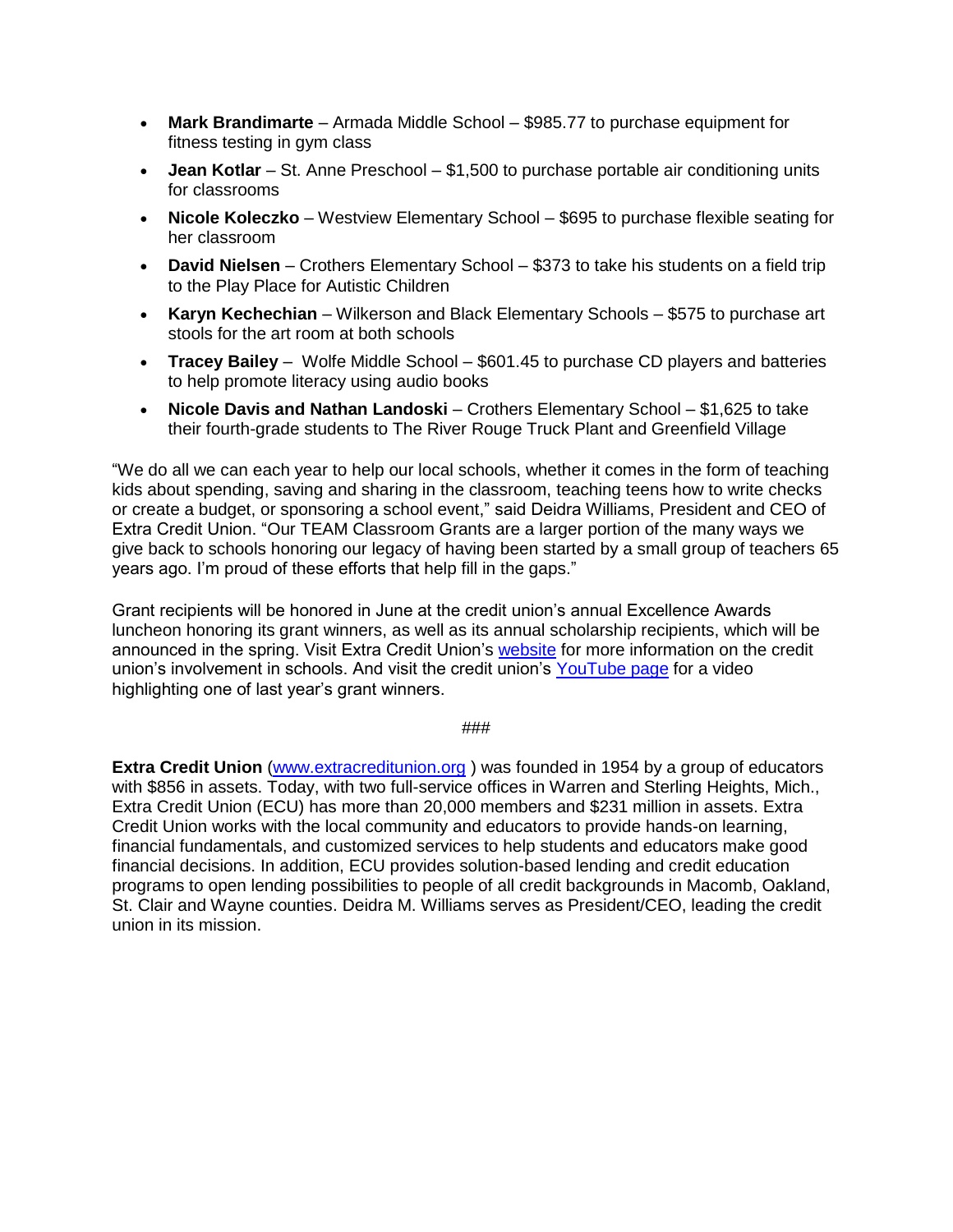- **Mark Brandimarte** – Armada Middle School – $985.77 to purchase equipment for fitness testing in gym class
- **Jean Kotlar** – St. Anne Preschool – $1,500 to purchase portable air conditioning units for classrooms
- **Nicole Koleczko** – Westview Elementary School – $695 to purchase flexible seating for her classroom
- **David Nielsen** – Crothers Elementary School – $373 to take his students on a field trip to the Play Place for Autistic Children
- **Karyn Kechechian** – Wilkerson and Black Elementary Schools – $575 to purchase art stools for the art room at both schools
- **Tracey Bailey** – Wolfe Middle School – $601.45 to purchase CD players and batteries to help promote literacy using audio books
- **Nicole Davis and Nathan Landoski** – Crothers Elementary School – $1,625 to take their fourth-grade students to The River Rouge Truck Plant and Greenfield Village

"We do all we can each year to help our local schools, whether it comes in the form of teaching kids about spending, saving and sharing in the classroom, teaching teens how to write checks or create a budget, or sponsoring a school event," said Deidra Williams, President and CEO of Extra Credit Union. "Our TEAM Classroom Grants are a larger portion of the many ways we give back to schools honoring our legacy of having been started by a small group of teachers 65 years ago. I'm proud of these efforts that help fill in the gaps."

Grant recipients will be honored in June at the credit union's annual Excellence Awards luncheon honoring its grant winners, as well as its annual scholarship recipients, which will be announced in the spring. Visit Extra Credit Union's website for more information on the credit union's involvement in schools. And visit the credit union's YouTube page for a video highlighting one of last year's grant winners.

###

**Extra Credit Union** (www.extracreditunion.org ) was founded in 1954 by a group of educators with $856 in assets. Today, with two full-service offices in Warren and Sterling Heights, Mich., Extra Credit Union (ECU) has more than 20,000 members and $231 million in assets. Extra Credit Union works with the local community and educators to provide hands-on learning, financial fundamentals, and customized services to help students and educators make good financial decisions. In addition, ECU provides solution-based lending and credit education programs to open lending possibilities to people of all credit backgrounds in Macomb, Oakland, St. Clair and Wayne counties. Deidra M. Williams serves as President/CEO, leading the credit union in its mission.